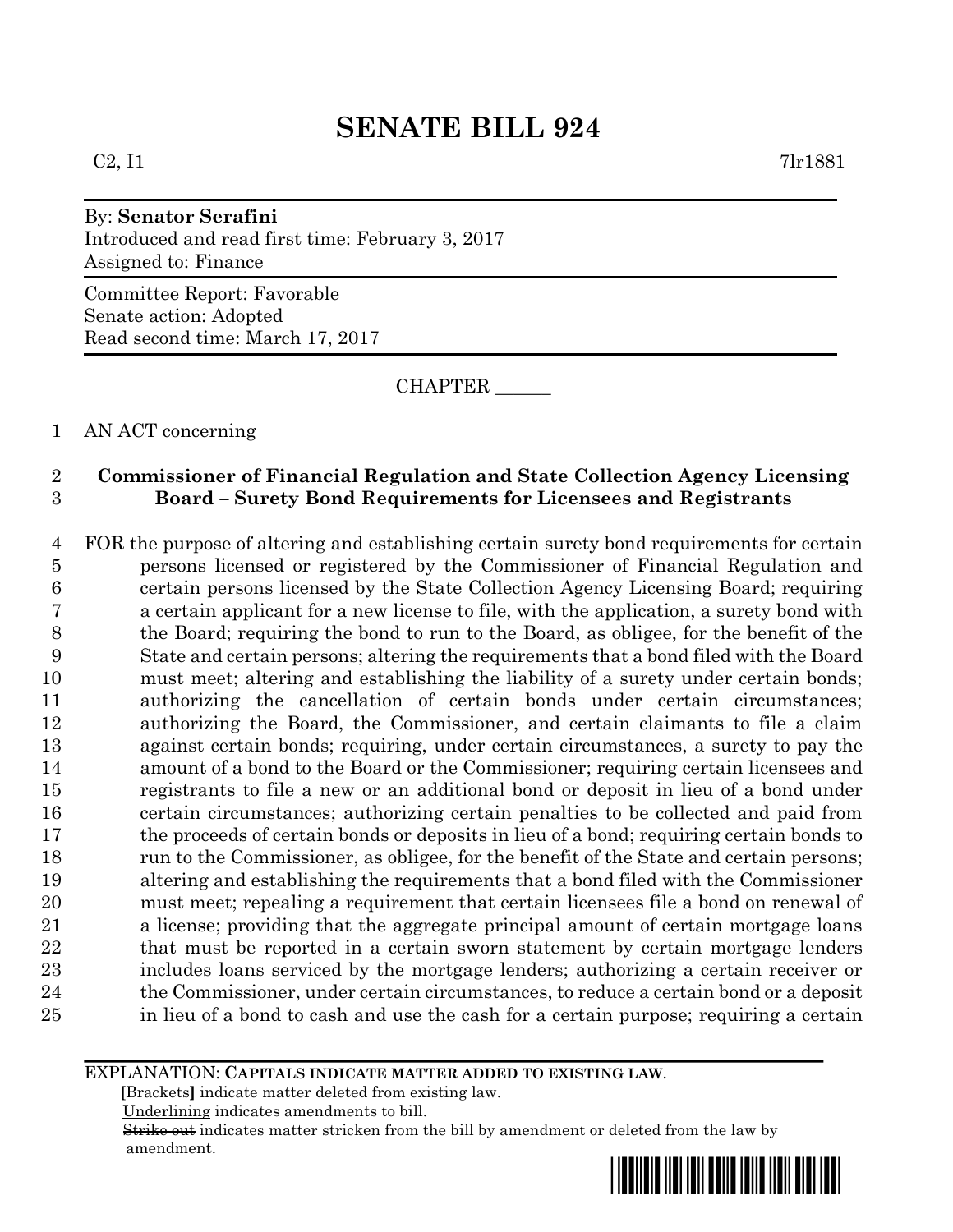# SENATE BILL 924

C2, I1 7lr1881

By: **Senator Serafini**
Introduced and read first time: February 3, 2017
Assigned to: Finance

Committee Report: Favorable
Senate action: Adopted
Read second time: March 17, 2017

CHAPTER ______

1 AN ACT concerning

2 **Commissioner of Financial Regulation and State Collection Agency Licensing**
3 **Board – Surety Bond Requirements for Licensees and Registrants**

4 FOR the purpose of altering and establishing certain surety bond requirements for certain
5 persons licensed or registered by the Commissioner of Financial Regulation and
6 certain persons licensed by the State Collection Agency Licensing Board; requiring
7 a certain applicant for a new license to file, with the application, a surety bond with
8 the Board; requiring the bond to run to the Board, as obligee, for the benefit of the
9 State and certain persons; altering the requirements that a bond filed with the Board
10 must meet; altering and establishing the liability of a surety under certain bonds;
11 authorizing the cancellation of certain bonds under certain circumstances;
12 authorizing the Board, the Commissioner, and certain claimants to file a claim
13 against certain bonds; requiring, under certain circumstances, a surety to pay the
14 amount of a bond to the Board or the Commissioner; requiring certain licensees and
15 registrants to file a new or an additional bond or deposit in lieu of a bond under
16 certain circumstances; authorizing certain penalties to be collected and paid from
17 the proceeds of certain bonds or deposits in lieu of a bond; requiring certain bonds to
18 run to the Commissioner, as obligee, for the benefit of the State and certain persons;
19 altering and establishing the requirements that a bond filed with the Commissioner
20 must meet; repealing a requirement that certain licensees file a bond on renewal of
21 a license; providing that the aggregate principal amount of certain mortgage loans
22 that must be reported in a certain sworn statement by certain mortgage lenders
23 includes loans serviced by the mortgage lenders; authorizing a certain receiver or
24 the Commissioner, under certain circumstances, to reduce a certain bond or a deposit
25 in lieu of a bond to cash and use the cash for a certain purpose; requiring a certain

EXPLANATION: **CAPITALS INDICATE MATTER ADDED TO EXISTING LAW.**
**[**Brackets**]** indicate matter deleted from existing law.
Underlining indicates amendments to bill.
~~Strike out~~ indicates matter stricken from the bill by amendment or deleted from the law by amendment.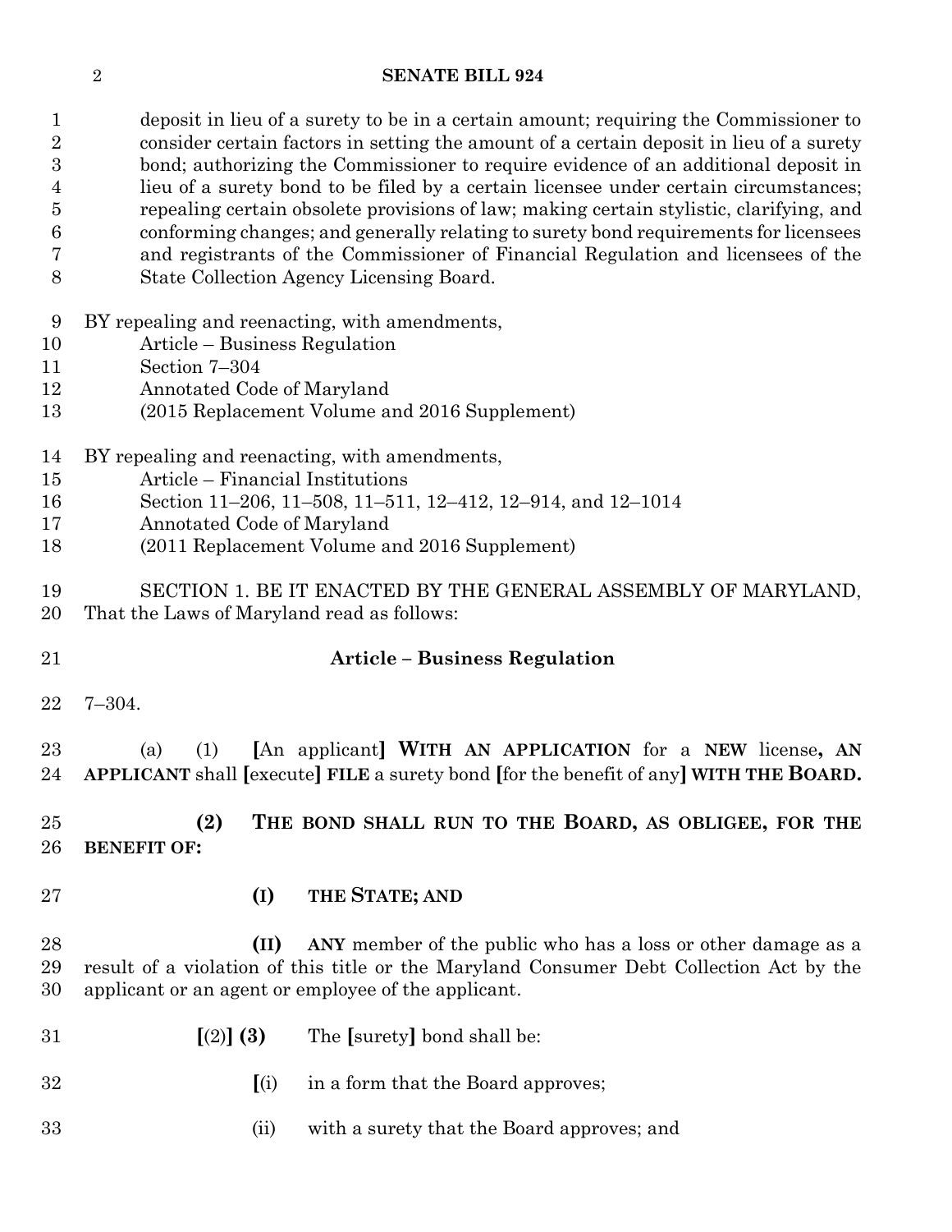deposit in lieu of a surety to be in a certain amount; requiring the Commissioner to consider certain factors in setting the amount of a certain deposit in lieu of a surety bond; authorizing the Commissioner to require evidence of an additional deposit in lieu of a surety bond to be filed by a certain licensee under certain circumstances; repealing certain obsolete provisions of law; making certain stylistic, clarifying, and conforming changes; and generally relating to surety bond requirements for licensees and registrants of the Commissioner of Financial Regulation and licensees of the State Collection Agency Licensing Board.

BY repealing and reenacting, with amendments,
Article – Business Regulation
Section 7–304
Annotated Code of Maryland
(2015 Replacement Volume and 2016 Supplement)

BY repealing and reenacting, with amendments,
Article – Financial Institutions
Section 11–206, 11–508, 11–511, 12–412, 12–914, and 12–1014
Annotated Code of Maryland
(2011 Replacement Volume and 2016 Supplement)

SECTION 1. BE IT ENACTED BY THE GENERAL ASSEMBLY OF MARYLAND, That the Laws of Maryland read as follows:

**Article – Business Regulation**

7–304.

(a) (1) [An applicant] **WITH AN APPLICATION** for a **NEW** license**, AN APPLICANT** shall [execute] **FILE** a surety bond [for the benefit of any] **WITH THE BOARD.**

**(2) THE BOND SHALL RUN TO THE BOARD, AS OBLIGEE, FOR THE BENEFIT OF:**

**(I) THE STATE; AND**

**(II) ANY** member of the public who has a loss or other damage as a result of a violation of this title or the Maryland Consumer Debt Collection Act by the applicant or an agent or employee of the applicant.

[(2)] **(3)** The [surety] bond shall be:

[(i) in a form that the Board approves;

(ii) with a surety that the Board approves; and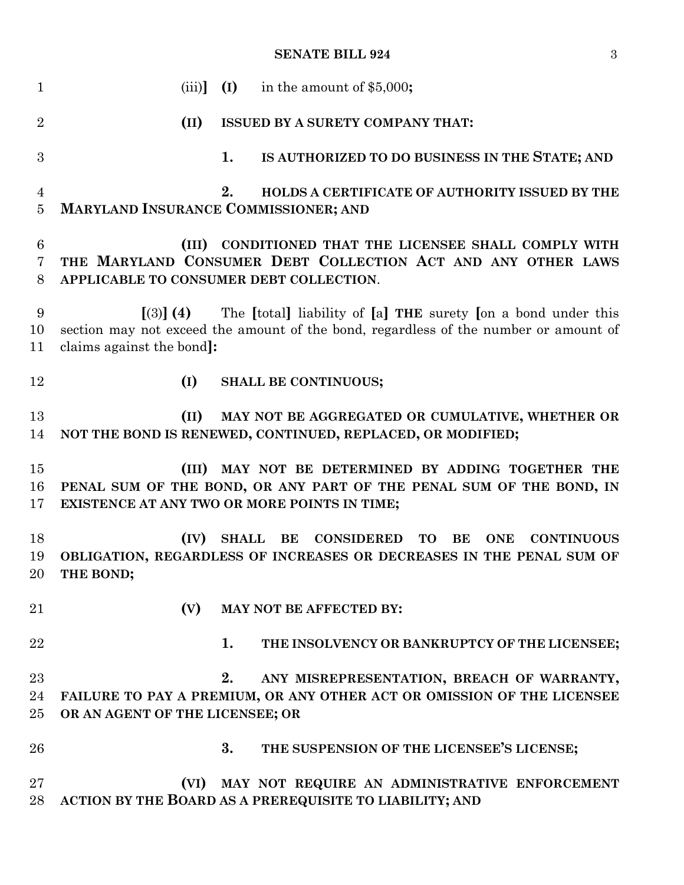(iii)**]** **(I)** in the amount of $5,000**;**

**(II) ISSUED BY A SURETY COMPANY THAT:**

**1. IS AUTHORIZED TO DO BUSINESS IN THE STATE; AND**

**2. HOLDS A CERTIFICATE OF AUTHORITY ISSUED BY THE MARYLAND INSURANCE COMMISSIONER; AND**

**(III) CONDITIONED THAT THE LICENSEE SHALL COMPLY WITH THE MARYLAND CONSUMER DEBT COLLECTION ACT AND ANY OTHER LAWS APPLICABLE TO CONSUMER DEBT COLLECTION**.

**[**(3)**] (4)** The **[**total**]** liability of **[**a**] THE** surety **[**on a bond under this section may not exceed the amount of the bond, regardless of the number or amount of claims against the bond**]:**

**(I) SHALL BE CONTINUOUS;**

**(II) MAY NOT BE AGGREGATED OR CUMULATIVE, WHETHER OR NOT THE BOND IS RENEWED, CONTINUED, REPLACED, OR MODIFIED;**

**(III) MAY NOT BE DETERMINED BY ADDING TOGETHER THE PENAL SUM OF THE BOND, OR ANY PART OF THE PENAL SUM OF THE BOND, IN EXISTENCE AT ANY TWO OR MORE POINTS IN TIME;**

**(IV) SHALL BE CONSIDERED TO BE ONE CONTINUOUS OBLIGATION, REGARDLESS OF INCREASES OR DECREASES IN THE PENAL SUM OF THE BOND;**

**(V) MAY NOT BE AFFECTED BY:**

**1. THE INSOLVENCY OR BANKRUPTCY OF THE LICENSEE;**

**2. ANY MISREPRESENTATION, BREACH OF WARRANTY, FAILURE TO PAY A PREMIUM, OR ANY OTHER ACT OR OMISSION OF THE LICENSEE OR AN AGENT OF THE LICENSEE; OR**

**3. THE SUSPENSION OF THE LICENSEE'S LICENSE;**

**(VI) MAY NOT REQUIRE AN ADMINISTRATIVE ENFORCEMENT ACTION BY THE BOARD AS A PREREQUISITE TO LIABILITY; AND**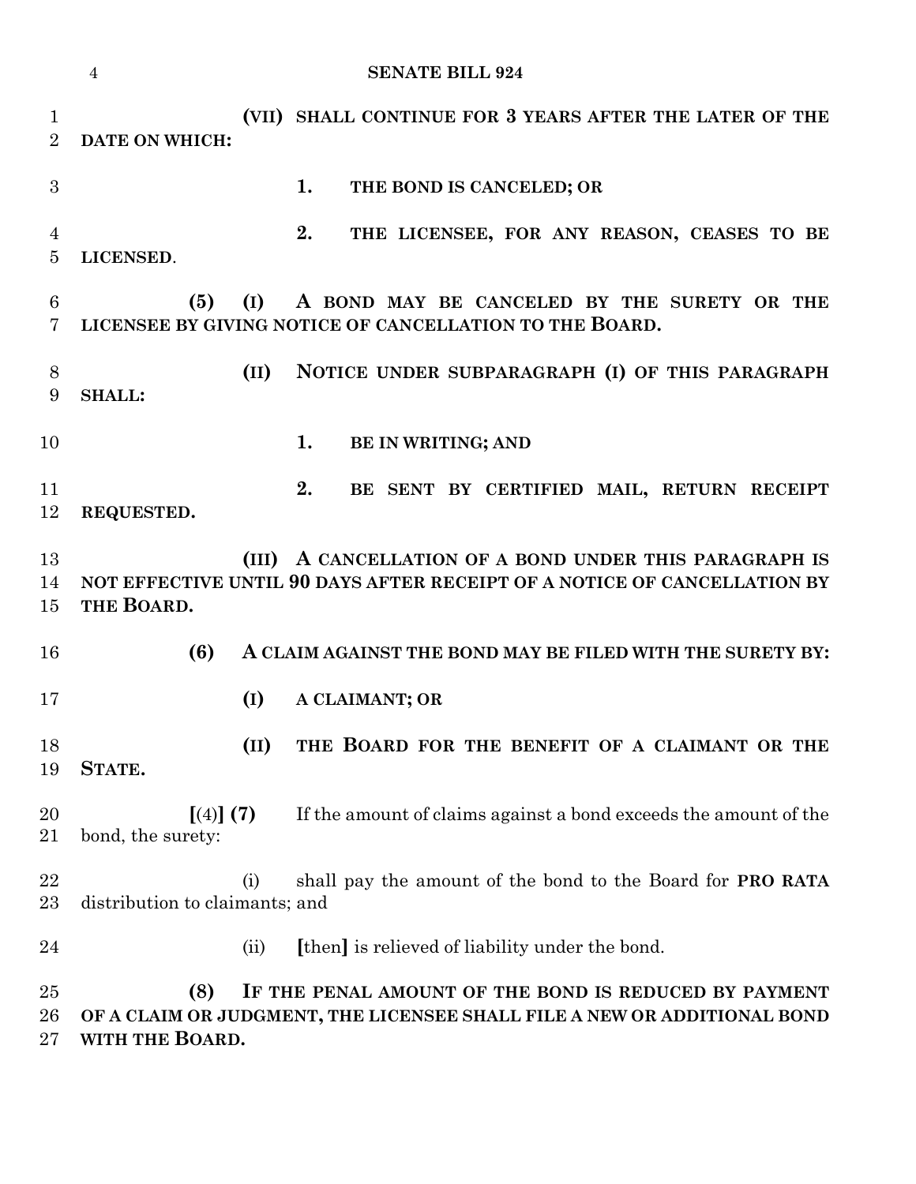(VII) SHALL CONTINUE FOR 3 YEARS AFTER THE LATER OF THE DATE ON WHICH:

1. THE BOND IS CANCELED; OR

2. THE LICENSEE, FOR ANY REASON, CEASES TO BE LICENSED.

**(5) (I) A BOND MAY BE CANCELED BY THE SURETY OR THE LICENSEE BY GIVING NOTICE OF CANCELLATION TO THE BOARD.**

**(II) NOTICE UNDER SUBPARAGRAPH (I) OF THIS PARAGRAPH SHALL:**

**1. BE IN WRITING; AND**

**2. BE SENT BY CERTIFIED MAIL, RETURN RECEIPT REQUESTED.**

**(III) A CANCELLATION OF A BOND UNDER THIS PARAGRAPH IS NOT EFFECTIVE UNTIL 90 DAYS AFTER RECEIPT OF A NOTICE OF CANCELLATION BY THE BOARD.**

**(6) A CLAIM AGAINST THE BOND MAY BE FILED WITH THE SURETY BY:**

**(I) A CLAIMANT; OR**

**(II) THE BOARD FOR THE BENEFIT OF A CLAIMANT OR THE STATE.**

[(4)] **(7)** If the amount of claims against a bond exceeds the amount of the bond, the surety:

(i) shall pay the amount of the bond to the Board for **PRO RATA** distribution to claimants; and

(ii) [then] is relieved of liability under the bond.

**(8) IF THE PENAL AMOUNT OF THE BOND IS REDUCED BY PAYMENT OF A CLAIM OR JUDGMENT, THE LICENSEE SHALL FILE A NEW OR ADDITIONAL BOND WITH THE BOARD.**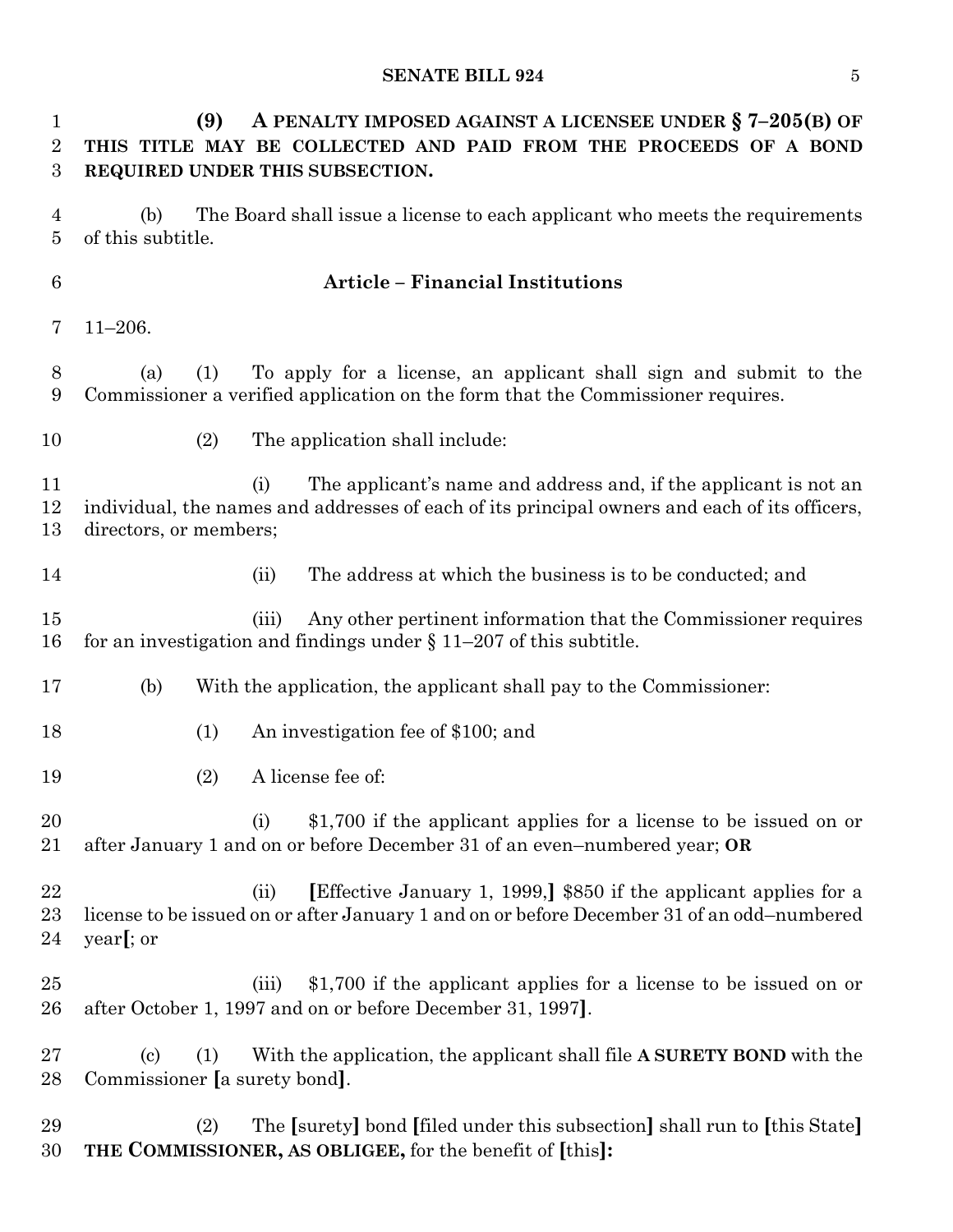**(9) A PENALTY IMPOSED AGAINST A LICENSEE UNDER § 7–205(B) OF THIS TITLE MAY BE COLLECTED AND PAID FROM THE PROCEEDS OF A BOND REQUIRED UNDER THIS SUBSECTION.**

(b) The Board shall issue a license to each applicant who meets the requirements of this subtitle.

## Article – Financial Institutions

11–206.

(a) (1) To apply for a license, an applicant shall sign and submit to the Commissioner a verified application on the form that the Commissioner requires.

(2) The application shall include:

(i) The applicant's name and address and, if the applicant is not an individual, the names and addresses of each of its principal owners and each of its officers, directors, or members;

(ii) The address at which the business is to be conducted; and

(iii) Any other pertinent information that the Commissioner requires for an investigation and findings under § 11–207 of this subtitle.

(b) With the application, the applicant shall pay to the Commissioner:

(1) An investigation fee of $100; and

(2) A license fee of:

(i) $1,700 if the applicant applies for a license to be issued on or after January 1 and on or before December 31 of an even–numbered year; **OR**

(ii) **[**Effective January 1, 1999,**]** $850 if the applicant applies for a license to be issued on or after January 1 and on or before December 31 of an odd–numbered year**[**; or

(iii) $1,700 if the applicant applies for a license to be issued on or after October 1, 1997 and on or before December 31, 1997**]**.

(c) (1) With the application, the applicant shall file **A SURETY BOND** with the Commissioner **[**a surety bond**]**.

(2) The **[**surety**]** bond **[**filed under this subsection**]** shall run to **[**this State**]** **THE COMMISSIONER, AS OBLIGEE,** for the benefit of **[**this**]:**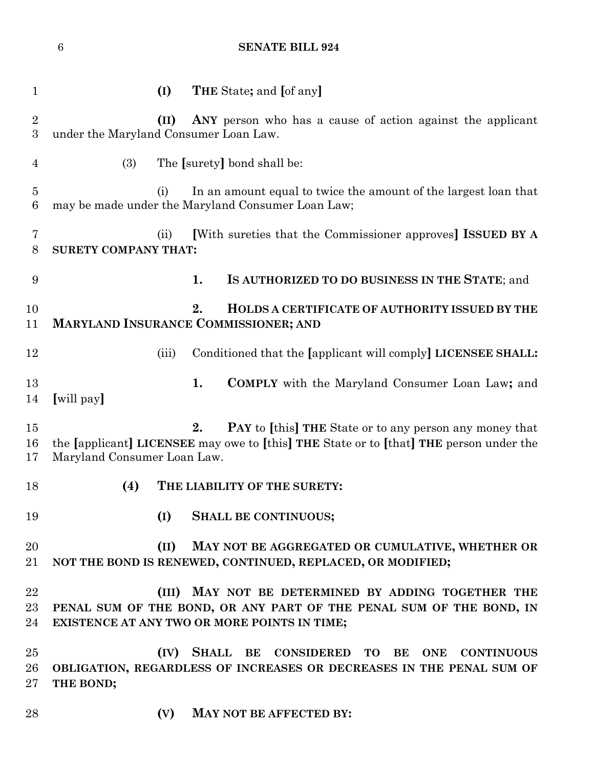**(I)** **THE** State**;** and **[**of any**]**

**(II)** **ANY** person who has a cause of action against the applicant under the Maryland Consumer Loan Law.

(3) The **[**surety**]** bond shall be:

(i) In an amount equal to twice the amount of the largest loan that may be made under the Maryland Consumer Loan Law;

(ii) **[**With sureties that the Commissioner approves**]** **ISSUED BY A SURETY COMPANY THAT:**

**1.** **IS AUTHORIZED TO DO BUSINESS IN THE STATE**; and

**2.** **HOLDS A CERTIFICATE OF AUTHORITY ISSUED BY THE MARYLAND INSURANCE COMMISSIONER; AND**

(iii) Conditioned that the **[**applicant will comply**]** **LICENSEE SHALL:**

**1.** **COMPLY** with the Maryland Consumer Loan Law**;** and **[**will pay**]**

**2.** **PAY** to **[**this**]** **THE** State or to any person any money that the **[**applicant**]** **LICENSEE** may owe to **[**this**]** **THE** State or to **[**that**]** **THE** person under the Maryland Consumer Loan Law.

**(4)** **THE LIABILITY OF THE SURETY:**

**(I)** **SHALL BE CONTINUOUS;**

**(II)** **MAY NOT BE AGGREGATED OR CUMULATIVE, WHETHER OR NOT THE BOND IS RENEWED, CONTINUED, REPLACED, OR MODIFIED;**

**(III)** **MAY NOT BE DETERMINED BY ADDING TOGETHER THE PENAL SUM OF THE BOND, OR ANY PART OF THE PENAL SUM OF THE BOND, IN EXISTENCE AT ANY TWO OR MORE POINTS IN TIME;**

**(IV)** **SHALL BE CONSIDERED TO BE ONE CONTINUOUS OBLIGATION, REGARDLESS OF INCREASES OR DECREASES IN THE PENAL SUM OF THE BOND;**

**(V)** **MAY NOT BE AFFECTED BY:**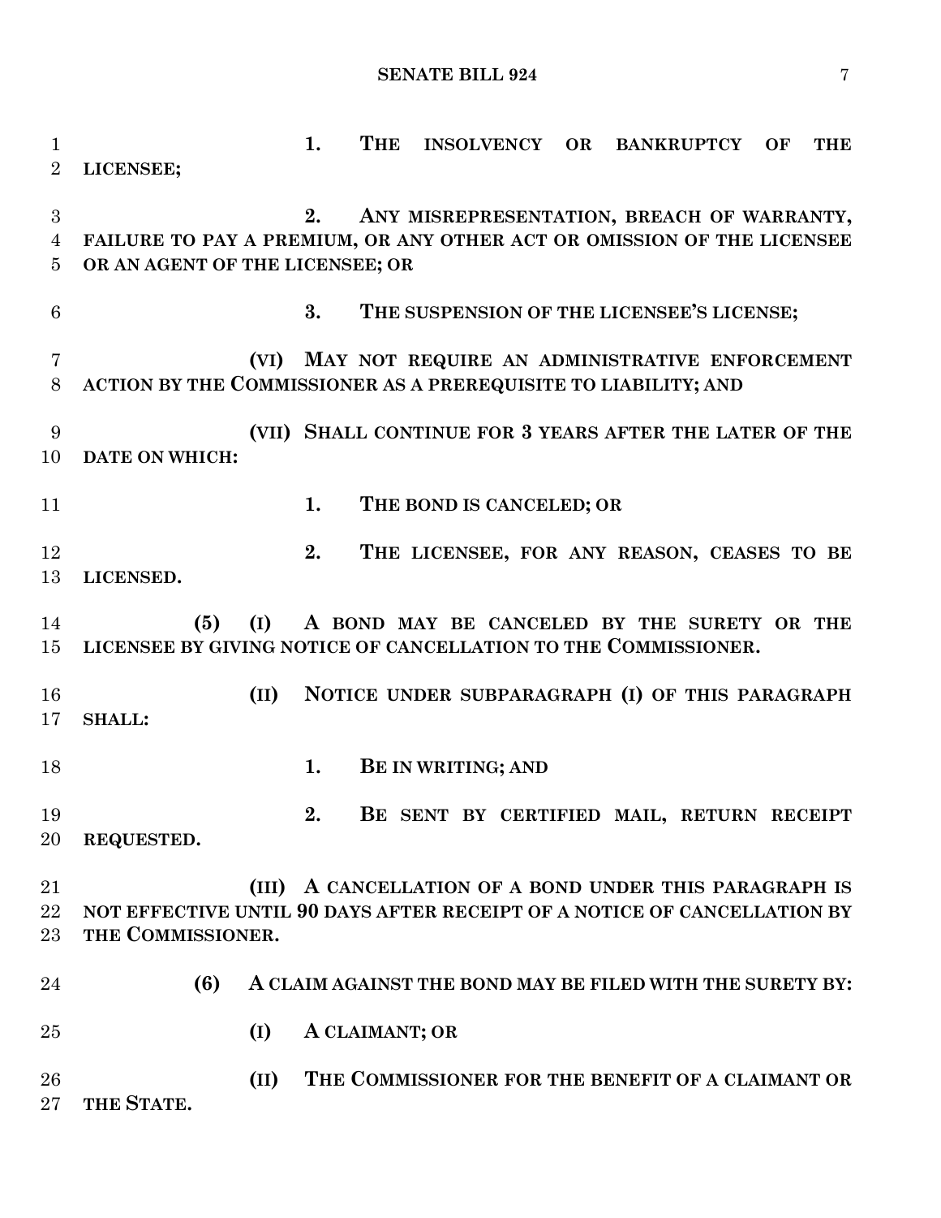1. THE INSOLVENCY OR BANKRUPTCY OF THE LICENSEE;

2. ANY MISREPRESENTATION, BREACH OF WARRANTY, FAILURE TO PAY A PREMIUM, OR ANY OTHER ACT OR OMISSION OF THE LICENSEE OR AN AGENT OF THE LICENSEE; OR

3. THE SUSPENSION OF THE LICENSEE'S LICENSE;

(VI) MAY NOT REQUIRE AN ADMINISTRATIVE ENFORCEMENT ACTION BY THE COMMISSIONER AS A PREREQUISITE TO LIABILITY; AND

(VII) SHALL CONTINUE FOR 3 YEARS AFTER THE LATER OF THE DATE ON WHICH:

1. THE BOND IS CANCELED; OR

2. THE LICENSEE, FOR ANY REASON, CEASES TO BE LICENSED.

(5) (I) A BOND MAY BE CANCELED BY THE SURETY OR THE LICENSEE BY GIVING NOTICE OF CANCELLATION TO THE COMMISSIONER.

(II) NOTICE UNDER SUBPARAGRAPH (I) OF THIS PARAGRAPH SHALL:

1. BE IN WRITING; AND

2. BE SENT BY CERTIFIED MAIL, RETURN RECEIPT REQUESTED.

(III) A CANCELLATION OF A BOND UNDER THIS PARAGRAPH IS NOT EFFECTIVE UNTIL 90 DAYS AFTER RECEIPT OF A NOTICE OF CANCELLATION BY THE COMMISSIONER.

(6) A CLAIM AGAINST THE BOND MAY BE FILED WITH THE SURETY BY:

(I) A CLAIMANT; OR

(II) THE COMMISSIONER FOR THE BENEFIT OF A CLAIMANT OR THE STATE.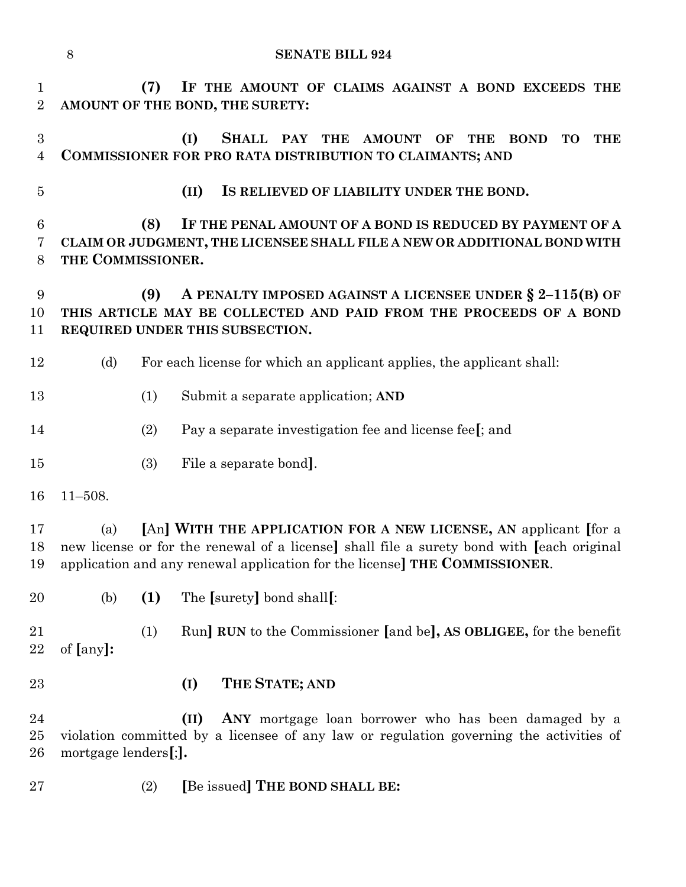**(7) IF THE AMOUNT OF CLAIMS AGAINST A BOND EXCEEDS THE AMOUNT OF THE BOND, THE SURETY:**

**(I) SHALL PAY THE AMOUNT OF THE BOND TO THE COMMISSIONER FOR PRO RATA DISTRIBUTION TO CLAIMANTS; AND**

**(II) IS RELIEVED OF LIABILITY UNDER THE BOND.**

**(8) IF THE PENAL AMOUNT OF A BOND IS REDUCED BY PAYMENT OF A CLAIM OR JUDGMENT, THE LICENSEE SHALL FILE A NEW OR ADDITIONAL BOND WITH THE COMMISSIONER.**

**(9) A PENALTY IMPOSED AGAINST A LICENSEE UNDER § 2–115(B) OF THIS ARTICLE MAY BE COLLECTED AND PAID FROM THE PROCEEDS OF A BOND REQUIRED UNDER THIS SUBSECTION.**

(d) For each license for which an applicant applies, the applicant shall:

(1) Submit a separate application; **AND**

(2) Pay a separate investigation fee and license fee**[**; and

(3) File a separate bond**]**.

11–508.

(a) **[**An**] WITH THE APPLICATION FOR A NEW LICENSE, AN** applicant **[**for a new license or for the renewal of a license**]** shall file a surety bond with **[**each original application and any renewal application for the license**] THE COMMISSIONER**.

(b) **(1)** The **[**surety**]** bond shall**[**:

(1) Run**] RUN** to the Commissioner **[**and be**], AS OBLIGEE,** for the benefit of **[**any**]:**

**(I) THE STATE; AND**

**(II) ANY** mortgage loan borrower who has been damaged by a violation committed by a licensee of any law or regulation governing the activities of mortgage lenders**[**;**].**

(2) **[**Be issued**] THE BOND SHALL BE:**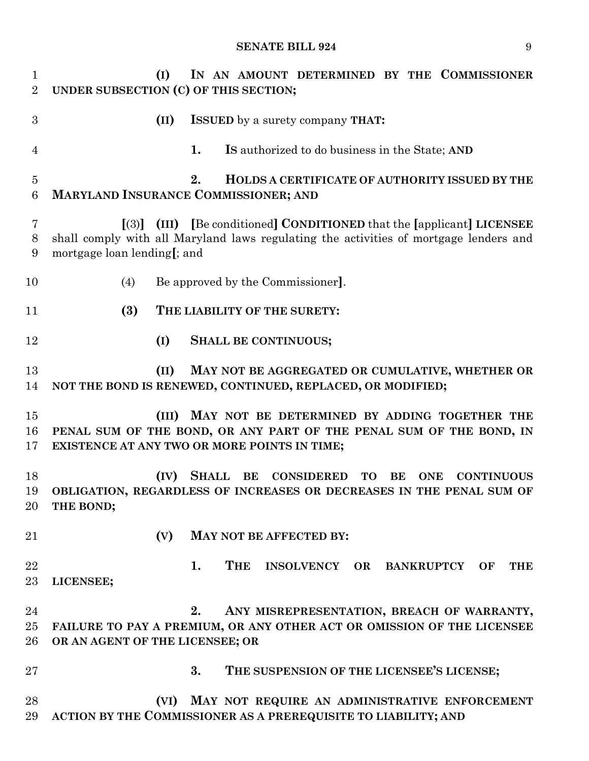(I) IN AN AMOUNT DETERMINED BY THE COMMISSIONER UNDER SUBSECTION (C) OF THIS SECTION;

(II) ISSUED by a surety company THAT:

1. IS authorized to do business in the State; AND

2. HOLDS A CERTIFICATE OF AUTHORITY ISSUED BY THE MARYLAND INSURANCE COMMISSIONER; AND

[(3)] (III) [Be conditioned] CONDITIONED that the [applicant] LICENSEE shall comply with all Maryland laws regulating the activities of mortgage lenders and mortgage loan lending[; and

(4) Be approved by the Commissioner].

(3) THE LIABILITY OF THE SURETY:

(I) SHALL BE CONTINUOUS;

(II) MAY NOT BE AGGREGATED OR CUMULATIVE, WHETHER OR NOT THE BOND IS RENEWED, CONTINUED, REPLACED, OR MODIFIED;

(III) MAY NOT BE DETERMINED BY ADDING TOGETHER THE PENAL SUM OF THE BOND, OR ANY PART OF THE PENAL SUM OF THE BOND, IN EXISTENCE AT ANY TWO OR MORE POINTS IN TIME;

(IV) SHALL BE CONSIDERED TO BE ONE CONTINUOUS OBLIGATION, REGARDLESS OF INCREASES OR DECREASES IN THE PENAL SUM OF THE BOND;

(V) MAY NOT BE AFFECTED BY:

1. THE INSOLVENCY OR BANKRUPTCY OF THE LICENSEE;

2. ANY MISREPRESENTATION, BREACH OF WARRANTY, FAILURE TO PAY A PREMIUM, OR ANY OTHER ACT OR OMISSION OF THE LICENSEE OR AN AGENT OF THE LICENSEE; OR

3. THE SUSPENSION OF THE LICENSEE'S LICENSE;

(VI) MAY NOT REQUIRE AN ADMINISTRATIVE ENFORCEMENT ACTION BY THE COMMISSIONER AS A PREREQUISITE TO LIABILITY; AND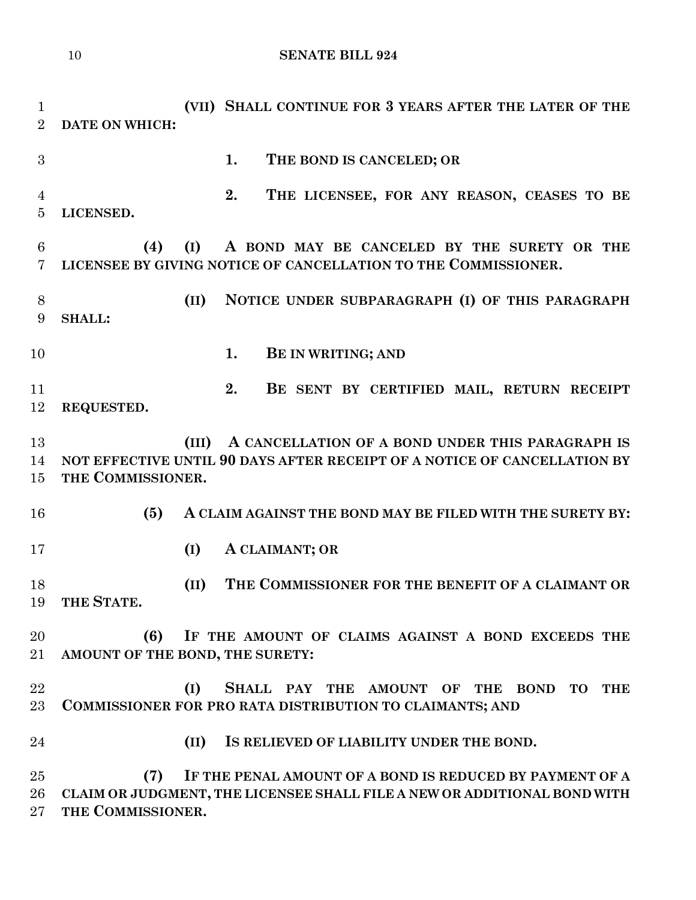**(VII) SHALL CONTINUE FOR 3 YEARS AFTER THE LATER OF THE DATE ON WHICH:**

**1. THE BOND IS CANCELED; OR**

**2. THE LICENSEE, FOR ANY REASON, CEASES TO BE LICENSED.**

**(4) (I) A BOND MAY BE CANCELED BY THE SURETY OR THE LICENSEE BY GIVING NOTICE OF CANCELLATION TO THE COMMISSIONER.**

**(II) NOTICE UNDER SUBPARAGRAPH (I) OF THIS PARAGRAPH SHALL:**

**1. BE IN WRITING; AND**

**2. BE SENT BY CERTIFIED MAIL, RETURN RECEIPT REQUESTED.**

**(III) A CANCELLATION OF A BOND UNDER THIS PARAGRAPH IS NOT EFFECTIVE UNTIL 90 DAYS AFTER RECEIPT OF A NOTICE OF CANCELLATION BY THE COMMISSIONER.**

**(5) A CLAIM AGAINST THE BOND MAY BE FILED WITH THE SURETY BY:**

**(I) A CLAIMANT; OR**

**(II) THE COMMISSIONER FOR THE BENEFIT OF A CLAIMANT OR THE STATE.**

**(6) IF THE AMOUNT OF CLAIMS AGAINST A BOND EXCEEDS THE AMOUNT OF THE BOND, THE SURETY:**

**(I) SHALL PAY THE AMOUNT OF THE BOND TO THE COMMISSIONER FOR PRO RATA DISTRIBUTION TO CLAIMANTS; AND**

**(II) IS RELIEVED OF LIABILITY UNDER THE BOND.**

**(7) IF THE PENAL AMOUNT OF A BOND IS REDUCED BY PAYMENT OF A CLAIM OR JUDGMENT, THE LICENSEE SHALL FILE A NEW OR ADDITIONAL BOND WITH THE COMMISSIONER.**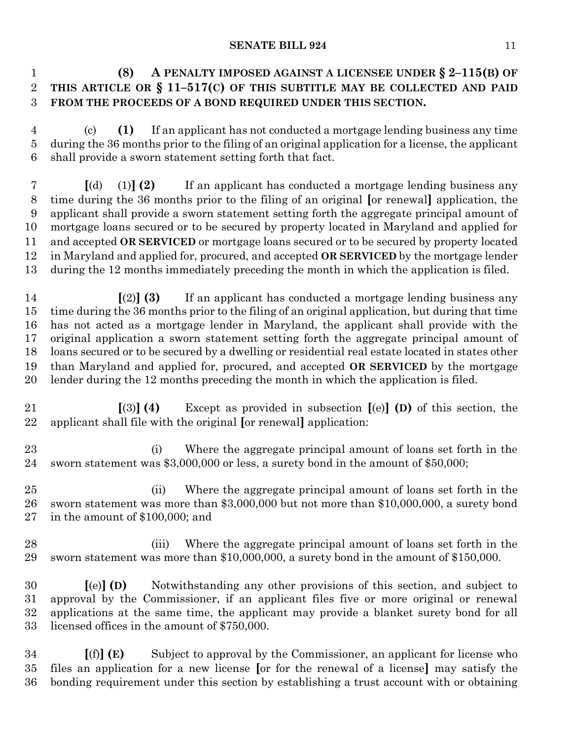**(8) A PENALTY IMPOSED AGAINST A LICENSEE UNDER § 2–115(B) OF THIS ARTICLE OR § 11–517(C) OF THIS SUBTITLE MAY BE COLLECTED AND PAID FROM THE PROCEEDS OF A BOND REQUIRED UNDER THIS SECTION.**

(c) **(1)** If an applicant has not conducted a mortgage lending business any time during the 36 months prior to the filing of an original application for a license, the applicant shall provide a sworn statement setting forth that fact.

**[**(d) (1)**] (2)** If an applicant has conducted a mortgage lending business any time during the 36 months prior to the filing of an original **[**or renewal**]** application, the applicant shall provide a sworn statement setting forth the aggregate principal amount of mortgage loans secured or to be secured by property located in Maryland and applied for and accepted **OR SERVICED** or mortgage loans secured or to be secured by property located in Maryland and applied for, procured, and accepted **OR SERVICED** by the mortgage lender during the 12 months immediately preceding the month in which the application is filed.

**[**(2)**] (3)** If an applicant has conducted a mortgage lending business any time during the 36 months prior to the filing of an original application, but during that time has not acted as a mortgage lender in Maryland, the applicant shall provide with the original application a sworn statement setting forth the aggregate principal amount of loans secured or to be secured by a dwelling or residential real estate located in states other than Maryland and applied for, procured, and accepted **OR SERVICED** by the mortgage lender during the 12 months preceding the month in which the application is filed.

**[**(3)**] (4)** Except as provided in subsection **[**(e)**] (D)** of this section, the applicant shall file with the original **[**or renewal**]** application:

(i) Where the aggregate principal amount of loans set forth in the sworn statement was $3,000,000 or less, a surety bond in the amount of $50,000;

(ii) Where the aggregate principal amount of loans set forth in the sworn statement was more than $3,000,000 but not more than $10,000,000, a surety bond in the amount of $100,000; and

(iii) Where the aggregate principal amount of loans set forth in the sworn statement was more than $10,000,000, a surety bond in the amount of $150,000.

**[**(e)**] (D)** Notwithstanding any other provisions of this section, and subject to approval by the Commissioner, if an applicant files five or more original or renewal applications at the same time, the applicant may provide a blanket surety bond for all licensed offices in the amount of $750,000.

**[**(f)**] (E)** Subject to approval by the Commissioner, an applicant for license who files an application for a new license **[**or for the renewal of a license**]** may satisfy the bonding requirement under this section by establishing a trust account with or obtaining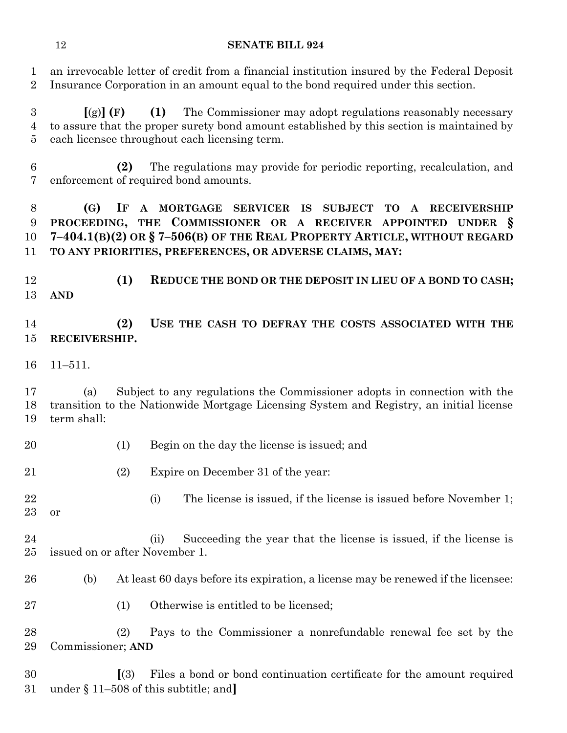an irrevocable letter of credit from a financial institution insured by the Federal Deposit Insurance Corporation in an amount equal to the bond required under this section.

[(g)] **(F)** **(1)** The Commissioner may adopt regulations reasonably necessary to assure that the proper surety bond amount established by this section is maintained by each licensee throughout each licensing term.

**(2)** The regulations may provide for periodic reporting, recalculation, and enforcement of required bond amounts.

**(G) IF A MORTGAGE SERVICER IS SUBJECT TO A RECEIVERSHIP PROCEEDING, THE COMMISSIONER OR A RECEIVER APPOINTED UNDER § 7–404.1(B)(2) OR § 7–506(B) OF THE REAL PROPERTY ARTICLE, WITHOUT REGARD TO ANY PRIORITIES, PREFERENCES, OR ADVERSE CLAIMS, MAY:**

**(1) REDUCE THE BOND OR THE DEPOSIT IN LIEU OF A BOND TO CASH; AND**

**(2) USE THE CASH TO DEFRAY THE COSTS ASSOCIATED WITH THE RECEIVERSHIP.**

11–511.

(a) Subject to any regulations the Commissioner adopts in connection with the transition to the Nationwide Mortgage Licensing System and Registry, an initial license term shall:

(1) Begin on the day the license is issued; and

(2) Expire on December 31 of the year:

(i) The license is issued, if the license is issued before November 1; or

(ii) Succeeding the year that the license is issued, if the license is issued on or after November 1.

(b) At least 60 days before its expiration, a license may be renewed if the licensee:

(1) Otherwise is entitled to be licensed;

(2) Pays to the Commissioner a nonrefundable renewal fee set by the Commissioner; **AND**

[(3) Files a bond or bond continuation certificate for the amount required under § 11–508 of this subtitle; and]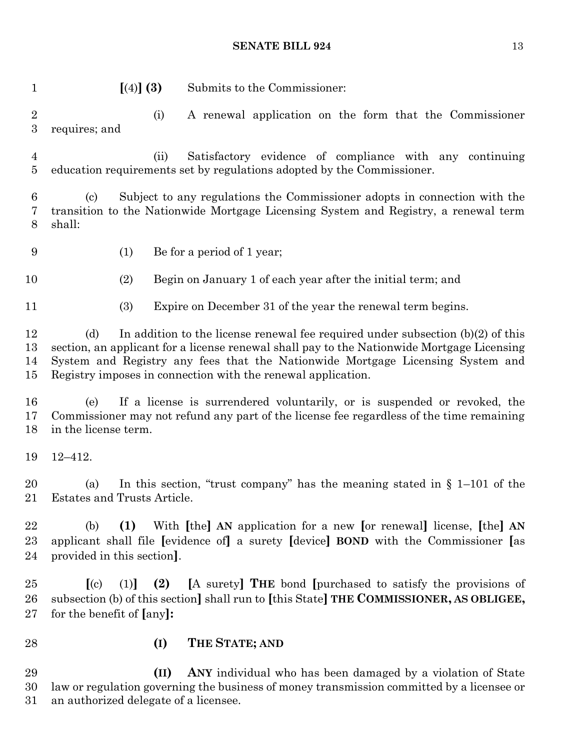**[**(4)**]** **(3)** Submits to the Commissioner:

(i) A renewal application on the form that the Commissioner requires; and

(ii) Satisfactory evidence of compliance with any continuing education requirements set by regulations adopted by the Commissioner.

(c) Subject to any regulations the Commissioner adopts in connection with the transition to the Nationwide Mortgage Licensing System and Registry, a renewal term shall:

(1) Be for a period of 1 year;

(2) Begin on January 1 of each year after the initial term; and

(3) Expire on December 31 of the year the renewal term begins.

(d) In addition to the license renewal fee required under subsection (b)(2) of this section, an applicant for a license renewal shall pay to the Nationwide Mortgage Licensing System and Registry any fees that the Nationwide Mortgage Licensing System and Registry imposes in connection with the renewal application.

(e) If a license is surrendered voluntarily, or is suspended or revoked, the Commissioner may not refund any part of the license fee regardless of the time remaining in the license term.

12–412.

(a) In this section, "trust company" has the meaning stated in § 1–101 of the Estates and Trusts Article.

(b) **(1)** With **[**the**]** **AN** application for a new **[**or renewal**]** license, **[**the**]** **AN** applicant shall file **[**evidence of**]** a surety **[**device**]** **BOND** with the Commissioner **[**as provided in this section**]**.

**[**(c) (1)**]** **(2)** **[**A surety**]** **THE** bond **[**purchased to satisfy the provisions of subsection (b) of this section**]** shall run to **[**this State**]** **THE COMMISSIONER, AS OBLIGEE,** for the benefit of **[**any**]:**

**(I) THE STATE; AND**

**(II) ANY** individual who has been damaged by a violation of State law or regulation governing the business of money transmission committed by a licensee or an authorized delegate of a licensee.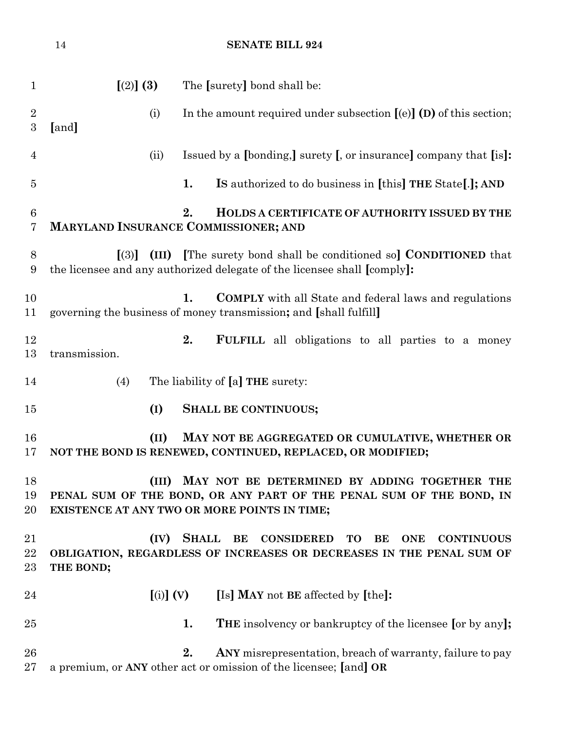[(2)] **(3)** The [surety] bond shall be:

(i) In the amount required under subsection [(e)] **(D)** of this section; [and]

(ii) Issued by a [bonding,] surety [, or insurance] company that [is]**:**

**1. IS** authorized to do business in [this] **THE** State[.]**; AND**

**2. HOLDS A CERTIFICATE OF AUTHORITY ISSUED BY THE MARYLAND INSURANCE COMMISSIONER; AND**

[(3)] **(III)** [The surety bond shall be conditioned so] **CONDITIONED** that the licensee and any authorized delegate of the licensee shall [comply]**:**

**1. COMPLY** with all State and federal laws and regulations governing the business of money transmission**;** and [shall fulfill]

**2. FULFILL** all obligations to all parties to a money transmission.

(4) The liability of [a] **THE** surety:

**(I) SHALL BE CONTINUOUS;**

**(II) MAY NOT BE AGGREGATED OR CUMULATIVE, WHETHER OR NOT THE BOND IS RENEWED, CONTINUED, REPLACED, OR MODIFIED;**

**(III) MAY NOT BE DETERMINED BY ADDING TOGETHER THE PENAL SUM OF THE BOND, OR ANY PART OF THE PENAL SUM OF THE BOND, IN EXISTENCE AT ANY TWO OR MORE POINTS IN TIME;**

**(IV) SHALL BE CONSIDERED TO BE ONE CONTINUOUS OBLIGATION, REGARDLESS OF INCREASES OR DECREASES IN THE PENAL SUM OF THE BOND;**

[(i)] **(V)** [Is] **MAY** not **BE** affected by [the]**:**

**1. THE** insolvency or bankruptcy of the licensee [or by any]**;**

**2. ANY** misrepresentation, breach of warranty, failure to pay a premium, or **ANY** other act or omission of the licensee; [and] **OR**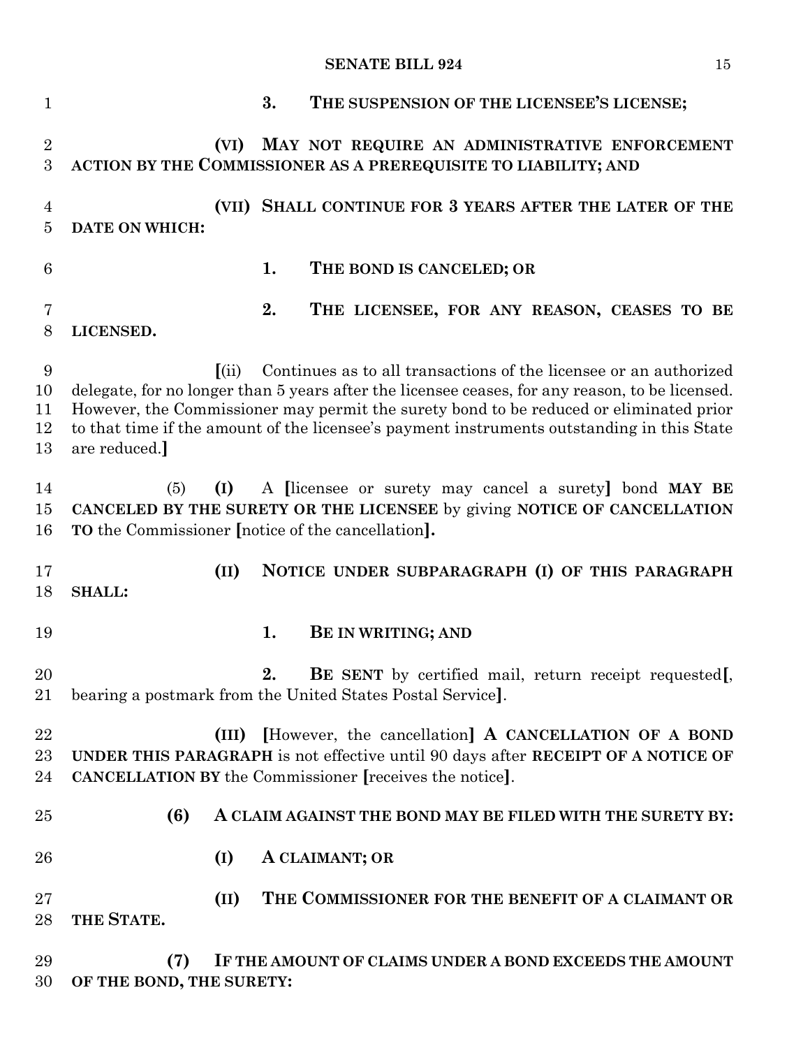3. **THE SUSPENSION OF THE LICENSEE'S LICENSE;**

**(VI) MAY NOT REQUIRE AN ADMINISTRATIVE ENFORCEMENT ACTION BY THE COMMISSIONER AS A PREREQUISITE TO LIABILITY; AND**

**(VII) SHALL CONTINUE FOR 3 YEARS AFTER THE LATER OF THE DATE ON WHICH:**

1. **THE BOND IS CANCELED; OR**

2. **THE LICENSEE, FOR ANY REASON, CEASES TO BE LICENSED.**

**[**(ii) Continues as to all transactions of the licensee or an authorized delegate, for no longer than 5 years after the licensee ceases, for any reason, to be licensed. However, the Commissioner may permit the surety bond to be reduced or eliminated prior to that time if the amount of the licensee's payment instruments outstanding in this State are reduced.**]**

(5) **(I)** A **[**licensee or surety may cancel a surety**]** bond **MAY BE CANCELED BY THE SURETY OR THE LICENSEE** by giving **NOTICE OF CANCELLATION TO** the Commissioner **[**notice of the cancellation**].**

**(II) NOTICE UNDER SUBPARAGRAPH (I) OF THIS PARAGRAPH SHALL:**

1. **BE IN WRITING; AND**

2. **BE SENT** by certified mail, return receipt requested**[**, bearing a postmark from the United States Postal Service**]**.

**(III) [**However, the cancellation**] A CANCELLATION OF A BOND UNDER THIS PARAGRAPH** is not effective until 90 days after **RECEIPT OF A NOTICE OF CANCELLATION BY** the Commissioner **[**receives the notice**]**.

**(6) A CLAIM AGAINST THE BOND MAY BE FILED WITH THE SURETY BY:**

**(I) A CLAIMANT; OR**

**(II) THE COMMISSIONER FOR THE BENEFIT OF A CLAIMANT OR THE STATE.**

**(7) IF THE AMOUNT OF CLAIMS UNDER A BOND EXCEEDS THE AMOUNT OF THE BOND, THE SURETY:**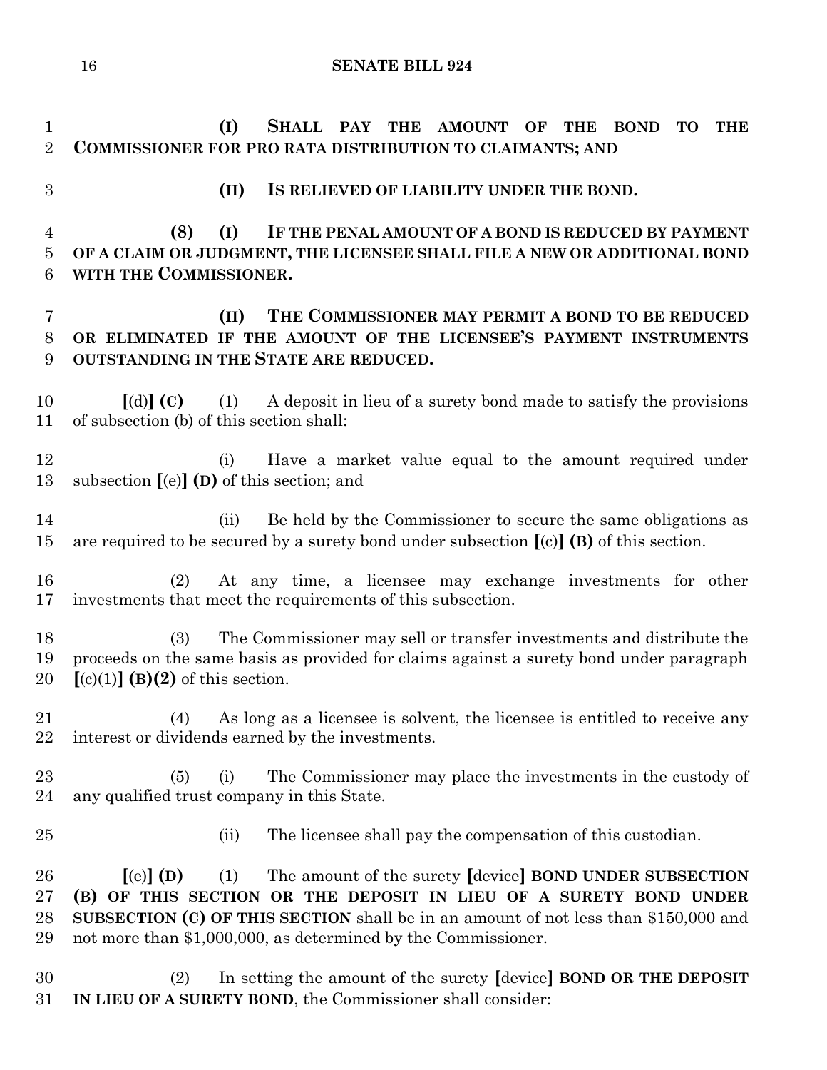**(I) SHALL PAY THE AMOUNT OF THE BOND TO THE COMMISSIONER FOR PRO RATA DISTRIBUTION TO CLAIMANTS; AND**

**(II) IS RELIEVED OF LIABILITY UNDER THE BOND.**

**(8) (I) IF THE PENAL AMOUNT OF A BOND IS REDUCED BY PAYMENT OF A CLAIM OR JUDGMENT, THE LICENSEE SHALL FILE A NEW OR ADDITIONAL BOND WITH THE COMMISSIONER.**

**(II) THE COMMISSIONER MAY PERMIT A BOND TO BE REDUCED OR ELIMINATED IF THE AMOUNT OF THE LICENSEE'S PAYMENT INSTRUMENTS OUTSTANDING IN THE STATE ARE REDUCED.**

**[**(d)**] (C)** (1) A deposit in lieu of a surety bond made to satisfy the provisions of subsection (b) of this section shall:

(i) Have a market value equal to the amount required under subsection **[**(e)**] (D)** of this section; and

(ii) Be held by the Commissioner to secure the same obligations as are required to be secured by a surety bond under subsection **[**(c)**] (B)** of this section.

(2) At any time, a licensee may exchange investments for other investments that meet the requirements of this subsection.

(3) The Commissioner may sell or transfer investments and distribute the proceeds on the same basis as provided for claims against a surety bond under paragraph **[**(c)(1)**] (B)(2)** of this section.

(4) As long as a licensee is solvent, the licensee is entitled to receive any interest or dividends earned by the investments.

(5) (i) The Commissioner may place the investments in the custody of any qualified trust company in this State.

(ii) The licensee shall pay the compensation of this custodian.

**[**(e)**] (D)** (1) The amount of the surety **[**device**] BOND UNDER SUBSECTION (B) OF THIS SECTION OR THE DEPOSIT IN LIEU OF A SURETY BOND UNDER SUBSECTION (C) OF THIS SECTION** shall be in an amount of not less than $150,000 and not more than $1,000,000, as determined by the Commissioner.

(2) In setting the amount of the surety **[**device**] BOND OR THE DEPOSIT IN LIEU OF A SURETY BOND**, the Commissioner shall consider: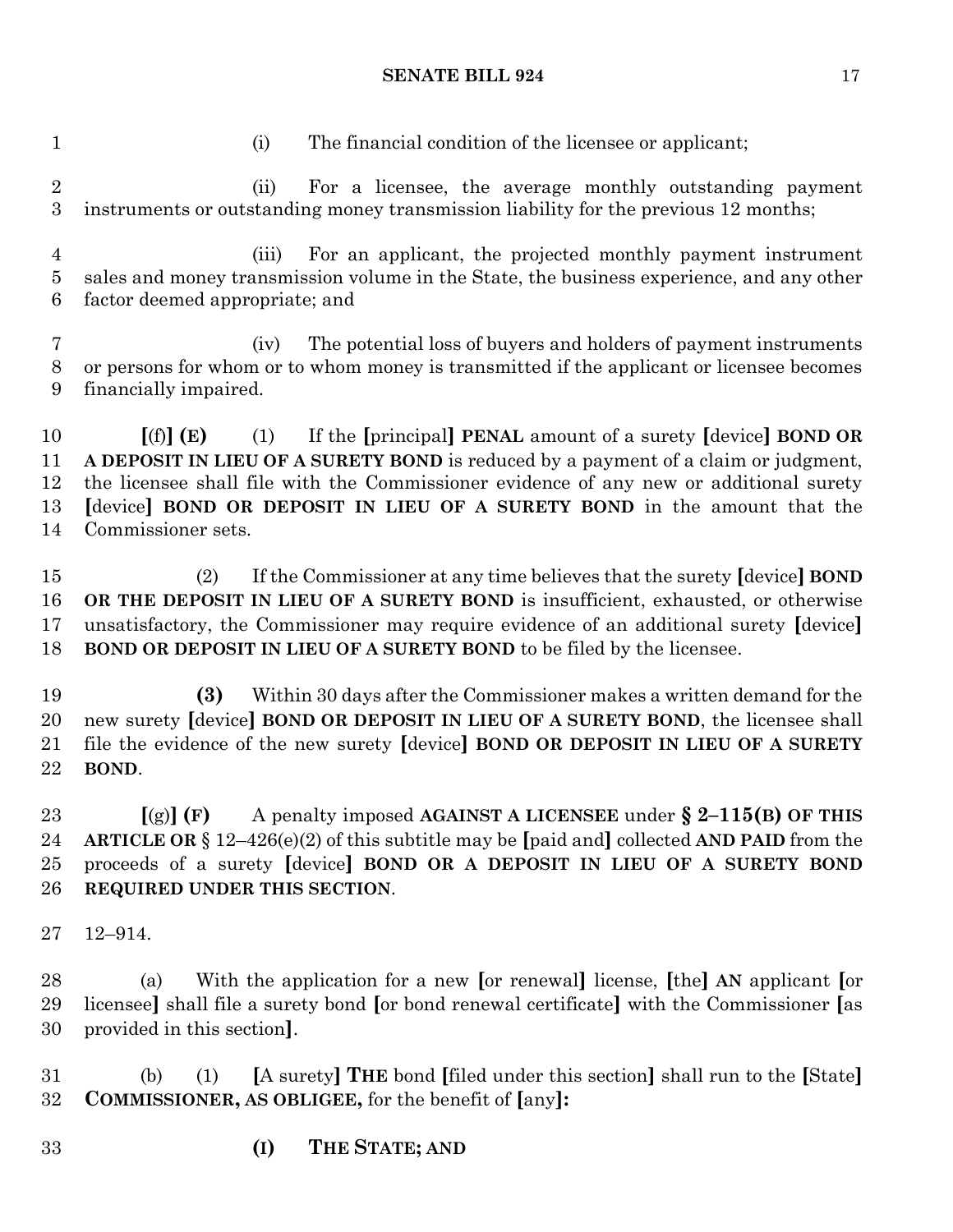(i) The financial condition of the licensee or applicant;

(ii) For a licensee, the average monthly outstanding payment instruments or outstanding money transmission liability for the previous 12 months;

(iii) For an applicant, the projected monthly payment instrument sales and money transmission volume in the State, the business experience, and any other factor deemed appropriate; and

(iv) The potential loss of buyers and holders of payment instruments or persons for whom or to whom money is transmitted if the applicant or licensee becomes financially impaired.

**[**(f)**] (E)** (1) If the **[**principal**] PENAL** amount of a surety **[**device**] BOND OR A DEPOSIT IN LIEU OF A SURETY BOND** is reduced by a payment of a claim or judgment, the licensee shall file with the Commissioner evidence of any new or additional surety **[**device**] BOND OR DEPOSIT IN LIEU OF A SURETY BOND** in the amount that the Commissioner sets.

(2) If the Commissioner at any time believes that the surety **[**device**] BOND OR THE DEPOSIT IN LIEU OF A SURETY BOND** is insufficient, exhausted, or otherwise unsatisfactory, the Commissioner may require evidence of an additional surety **[**device**] BOND OR DEPOSIT IN LIEU OF A SURETY BOND** to be filed by the licensee.

**(3)** Within 30 days after the Commissioner makes a written demand for the new surety **[**device**] BOND OR DEPOSIT IN LIEU OF A SURETY BOND**, the licensee shall file the evidence of the new surety **[**device**] BOND OR DEPOSIT IN LIEU OF A SURETY BOND**.

**[**(g)**] (F)** A penalty imposed **AGAINST A LICENSEE** under **§ 2–115(B) OF THIS ARTICLE OR** § 12–426(e)(2) of this subtitle may be **[**paid and**]** collected **AND PAID** from the proceeds of a surety **[**device**] BOND OR A DEPOSIT IN LIEU OF A SURETY BOND REQUIRED UNDER THIS SECTION**.

12–914.

(a) With the application for a new **[**or renewal**]** license, **[**the**] AN** applicant **[**or licensee**]** shall file a surety bond **[**or bond renewal certificate**]** with the Commissioner **[**as provided in this section**]**.

(b) (1) **[**A surety**] THE** bond **[**filed under this section**]** shall run to the **[**State**] COMMISSIONER, AS OBLIGEE,** for the benefit of **[**any**]:**

**(I) THE STATE; AND**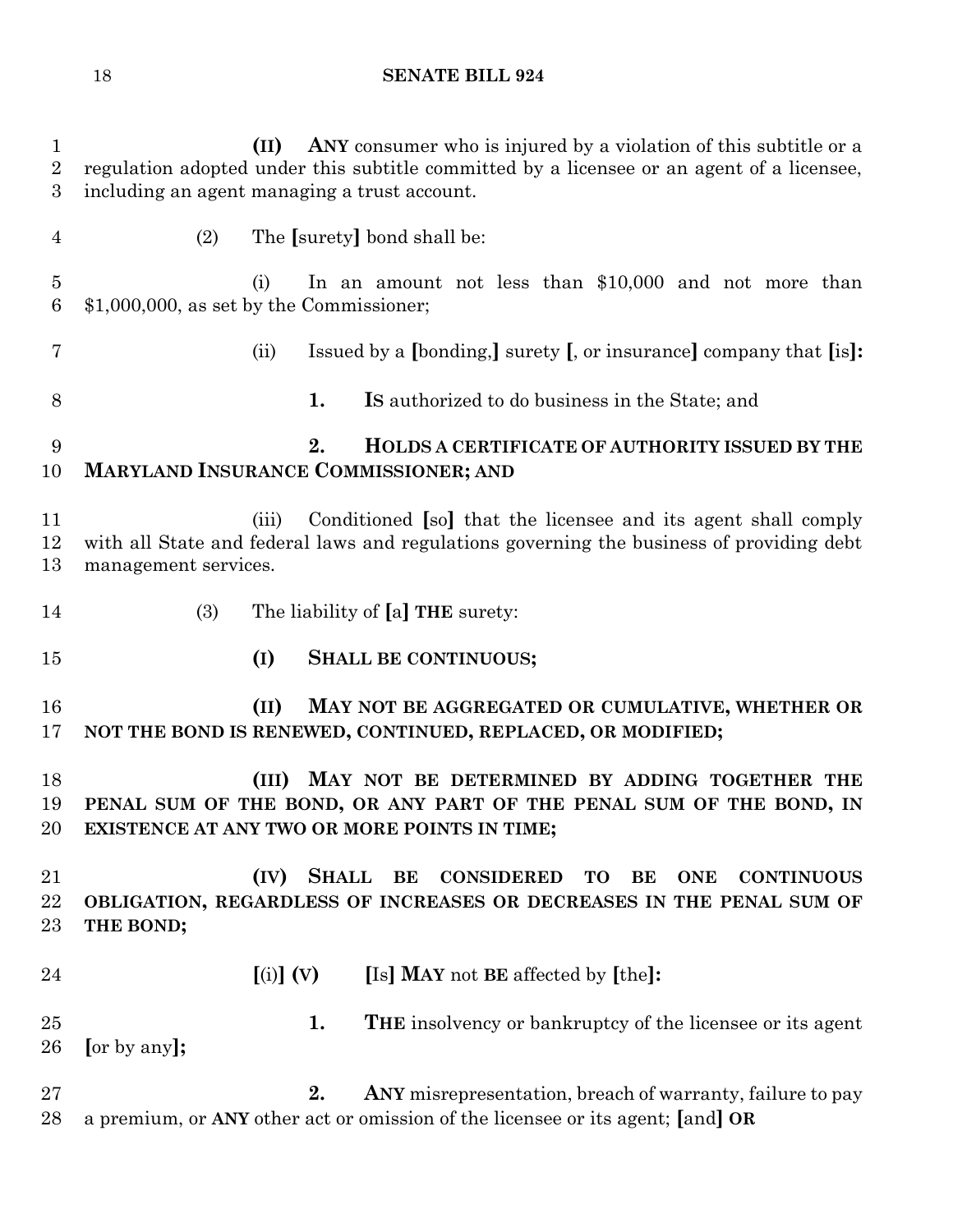**(II)** **ANY** consumer who is injured by a violation of this subtitle or a regulation adopted under this subtitle committed by a licensee or an agent of a licensee, including an agent managing a trust account.

(2) The [surety] bond shall be:

(i) In an amount not less than $10,000 and not more than $1,000,000, as set by the Commissioner;

(ii) Issued by a [bonding,] surety [, or insurance] company that [is]:

**1.** **IS** authorized to do business in the State; and

**2.** **HOLDS A CERTIFICATE OF AUTHORITY ISSUED BY THE MARYLAND INSURANCE COMMISSIONER; AND**

(iii) Conditioned [so] that the licensee and its agent shall comply with all State and federal laws and regulations governing the business of providing debt management services.

(3) The liability of [a] **THE** surety:

**(I)** **SHALL BE CONTINUOUS;**

**(II)** **MAY NOT BE AGGREGATED OR CUMULATIVE, WHETHER OR NOT THE BOND IS RENEWED, CONTINUED, REPLACED, OR MODIFIED;**

**(III)** **MAY NOT BE DETERMINED BY ADDING TOGETHER THE PENAL SUM OF THE BOND, OR ANY PART OF THE PENAL SUM OF THE BOND, IN EXISTENCE AT ANY TWO OR MORE POINTS IN TIME;**

**(IV)** **SHALL BE CONSIDERED TO BE ONE CONTINUOUS OBLIGATION, REGARDLESS OF INCREASES OR DECREASES IN THE PENAL SUM OF THE BOND;**

[(i)] **(V)** [Is] **MAY** not **BE** affected by [the]:

**1.** **THE** insolvency or bankruptcy of the licensee or its agent [or by any];

**2.** **ANY** misrepresentation, breach of warranty, failure to pay a premium, or **ANY** other act or omission of the licensee or its agent; [and] **OR**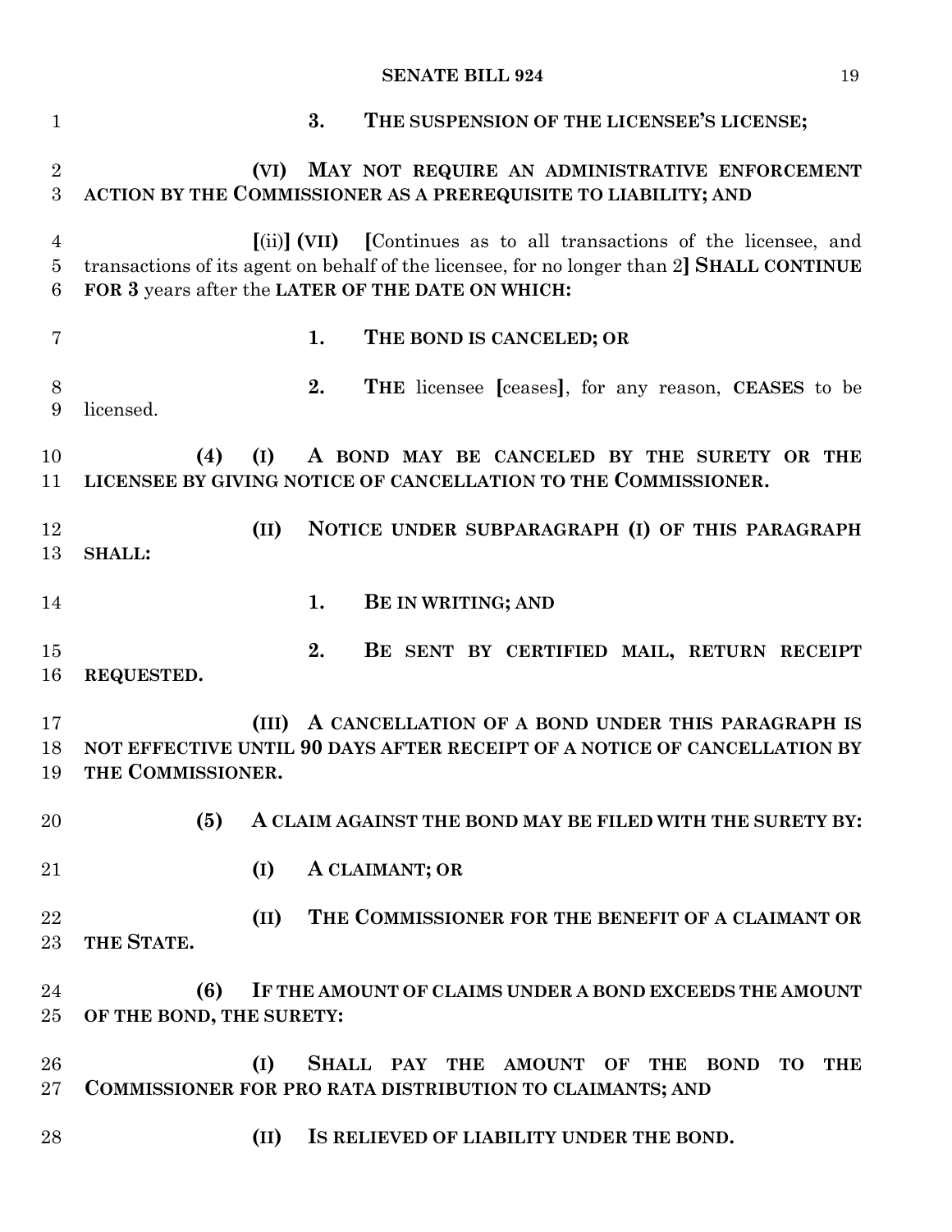3. **THE SUSPENSION OF THE LICENSEE'S LICENSE;**

(VI) **MAY NOT REQUIRE AN ADMINISTRATIVE ENFORCEMENT ACTION BY THE COMMISSIONER AS A PREREQUISITE TO LIABILITY; AND**

[(ii)] **(VII)** [Continues as to all transactions of the licensee, and transactions of its agent on behalf of the licensee, for no longer than 2] **SHALL CONTINUE FOR 3** years after the **LATER OF THE DATE ON WHICH:**

1. **THE BOND IS CANCELED; OR**

2. **THE** licensee [ceases], for any reason, **CEASES** to be licensed.

**(4) (I) A BOND MAY BE CANCELED BY THE SURETY OR THE LICENSEE BY GIVING NOTICE OF CANCELLATION TO THE COMMISSIONER.**

**(II) NOTICE UNDER SUBPARAGRAPH (I) OF THIS PARAGRAPH SHALL:**

1. **BE IN WRITING; AND**

2. **BE SENT BY CERTIFIED MAIL, RETURN RECEIPT REQUESTED.**

**(III) A CANCELLATION OF A BOND UNDER THIS PARAGRAPH IS NOT EFFECTIVE UNTIL 90 DAYS AFTER RECEIPT OF A NOTICE OF CANCELLATION BY THE COMMISSIONER.**

**(5) A CLAIM AGAINST THE BOND MAY BE FILED WITH THE SURETY BY:**

**(I) A CLAIMANT; OR**

**(II) THE COMMISSIONER FOR THE BENEFIT OF A CLAIMANT OR THE STATE.**

**(6) IF THE AMOUNT OF CLAIMS UNDER A BOND EXCEEDS THE AMOUNT OF THE BOND, THE SURETY:**

**(I) SHALL PAY THE AMOUNT OF THE BOND TO THE COMMISSIONER FOR PRO RATA DISTRIBUTION TO CLAIMANTS; AND**

**(II) IS RELIEVED OF LIABILITY UNDER THE BOND.**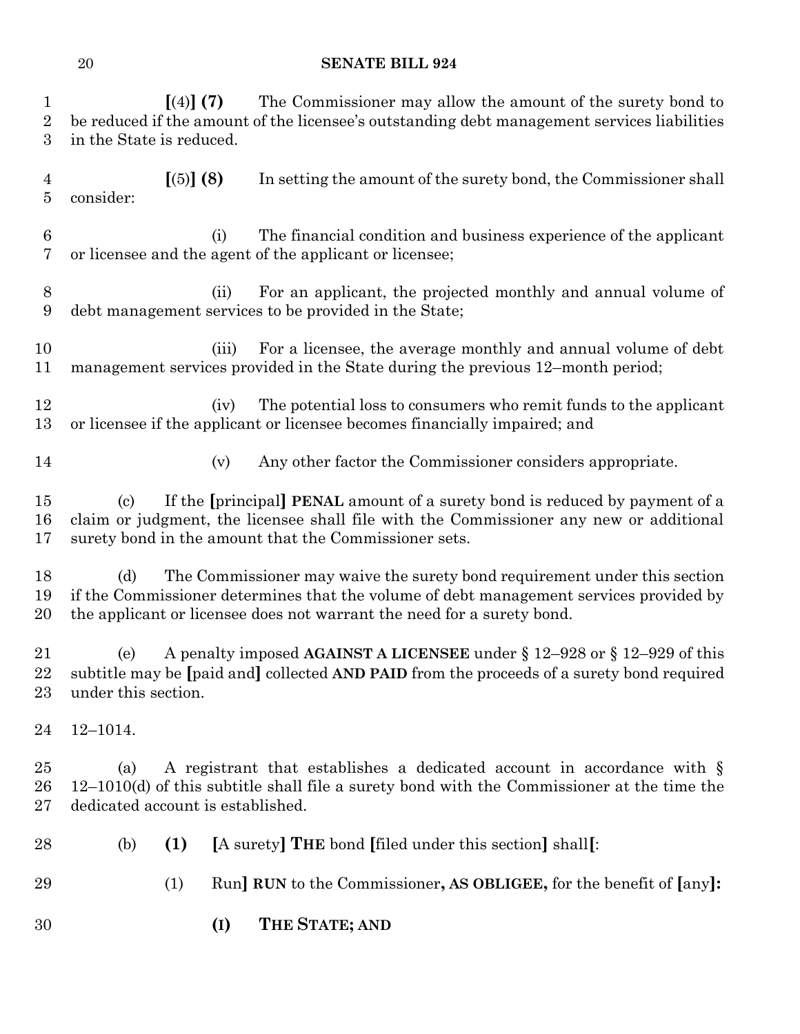[(4)] **(7)** The Commissioner may allow the amount of the surety bond to be reduced if the amount of the licensee's outstanding debt management services liabilities in the State is reduced.

[(5)] **(8)** In setting the amount of the surety bond, the Commissioner shall consider:

(i) The financial condition and business experience of the applicant or licensee and the agent of the applicant or licensee;

(ii) For an applicant, the projected monthly and annual volume of debt management services to be provided in the State;

(iii) For a licensee, the average monthly and annual volume of debt management services provided in the State during the previous 12–month period;

(iv) The potential loss to consumers who remit funds to the applicant or licensee if the applicant or licensee becomes financially impaired; and

(v) Any other factor the Commissioner considers appropriate.

(c) If the [principal] **PENAL** amount of a surety bond is reduced by payment of a claim or judgment, the licensee shall file with the Commissioner any new or additional surety bond in the amount that the Commissioner sets.

(d) The Commissioner may waive the surety bond requirement under this section if the Commissioner determines that the volume of debt management services provided by the applicant or licensee does not warrant the need for a surety bond.

(e) A penalty imposed **AGAINST A LICENSEE** under § 12–928 or § 12–929 of this subtitle may be [paid and] collected **AND PAID** from the proceeds of a surety bond required under this section.

12–1014.

(a) A registrant that establishes a dedicated account in accordance with § 12–1010(d) of this subtitle shall file a surety bond with the Commissioner at the time the dedicated account is established.

(b) **(1)** [A surety] **THE** bond [filed under this section] shall[:

(1) Run] **RUN** to the Commissioner**, AS OBLIGEE,** for the benefit of [any]**:**

**(I) THE STATE; AND**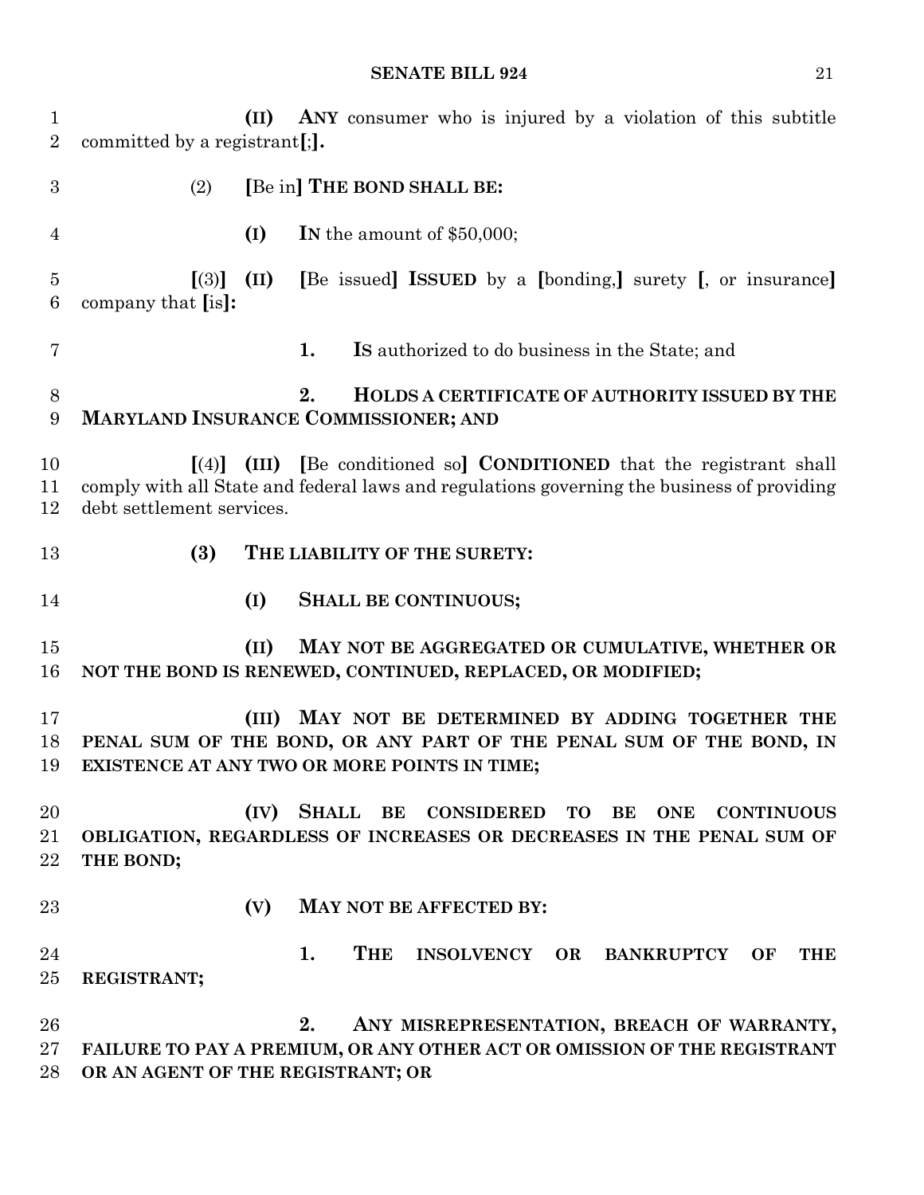(II) **ANY** consumer who is injured by a violation of this subtitle committed by a registrant[;]**.**

(2) [Be in] **THE BOND SHALL BE:**

**(I)** **IN** the amount of $50,000;

[(3)] **(II)** [Be issued] **ISSUED** by a [bonding,] surety [, or insurance] company that [is]**:**

**1.** **IS** authorized to do business in the State; and

**2.** **HOLDS A CERTIFICATE OF AUTHORITY ISSUED BY THE MARYLAND INSURANCE COMMISSIONER; AND**

[(4)] **(III)** [Be conditioned so] **CONDITIONED** that the registrant shall comply with all State and federal laws and regulations governing the business of providing debt settlement services.

**(3)** **THE LIABILITY OF THE SURETY:**

**(I)** **SHALL BE CONTINUOUS;**

**(II)** **MAY NOT BE AGGREGATED OR CUMULATIVE, WHETHER OR NOT THE BOND IS RENEWED, CONTINUED, REPLACED, OR MODIFIED;**

**(III)** **MAY NOT BE DETERMINED BY ADDING TOGETHER THE PENAL SUM OF THE BOND, OR ANY PART OF THE PENAL SUM OF THE BOND, IN EXISTENCE AT ANY TWO OR MORE POINTS IN TIME;**

**(IV)** **SHALL BE CONSIDERED TO BE ONE CONTINUOUS OBLIGATION, REGARDLESS OF INCREASES OR DECREASES IN THE PENAL SUM OF THE BOND;**

**(V)** **MAY NOT BE AFFECTED BY:**

**1.** **THE INSOLVENCY OR BANKRUPTCY OF THE REGISTRANT;**

**2.** **ANY MISREPRESENTATION, BREACH OF WARRANTY, FAILURE TO PAY A PREMIUM, OR ANY OTHER ACT OR OMISSION OF THE REGISTRANT OR AN AGENT OF THE REGISTRANT; OR**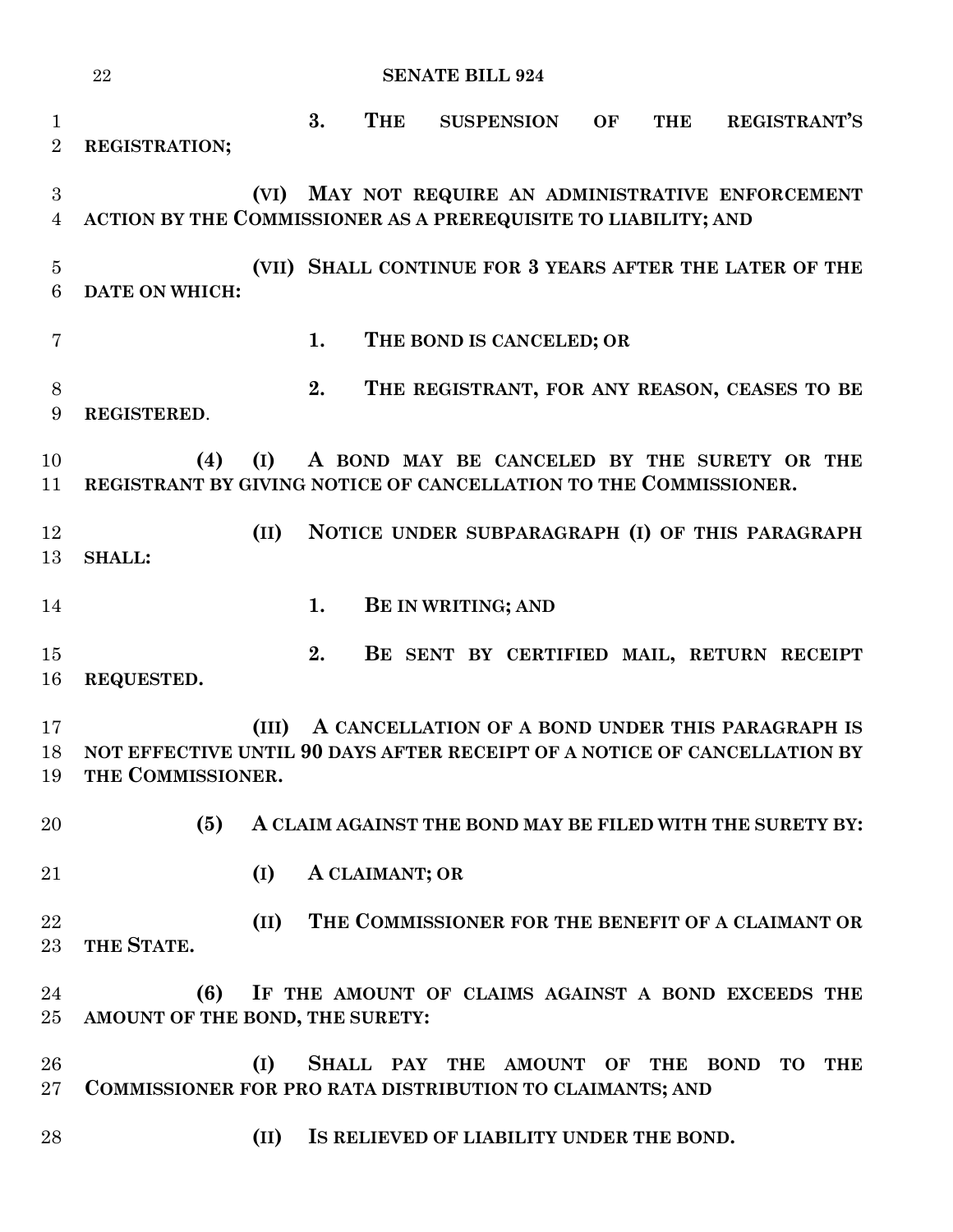3. THE SUSPENSION OF THE REGISTRANT'S REGISTRATION;

(VI) MAY NOT REQUIRE AN ADMINISTRATIVE ENFORCEMENT ACTION BY THE COMMISSIONER AS A PREREQUISITE TO LIABILITY; AND

(VII) SHALL CONTINUE FOR 3 YEARS AFTER THE LATER OF THE DATE ON WHICH:

1. THE BOND IS CANCELED; OR

2. THE REGISTRANT, FOR ANY REASON, CEASES TO BE REGISTERED.

(4) (I) A BOND MAY BE CANCELED BY THE SURETY OR THE REGISTRANT BY GIVING NOTICE OF CANCELLATION TO THE COMMISSIONER.

(II) NOTICE UNDER SUBPARAGRAPH (I) OF THIS PARAGRAPH SHALL:

1. BE IN WRITING; AND

2. BE SENT BY CERTIFIED MAIL, RETURN RECEIPT REQUESTED.

(III) A CANCELLATION OF A BOND UNDER THIS PARAGRAPH IS NOT EFFECTIVE UNTIL 90 DAYS AFTER RECEIPT OF A NOTICE OF CANCELLATION BY THE COMMISSIONER.

(5) A CLAIM AGAINST THE BOND MAY BE FILED WITH THE SURETY BY:

(I) A CLAIMANT; OR

(II) THE COMMISSIONER FOR THE BENEFIT OF A CLAIMANT OR THE STATE.

(6) IF THE AMOUNT OF CLAIMS AGAINST A BOND EXCEEDS THE AMOUNT OF THE BOND, THE SURETY:

(I) SHALL PAY THE AMOUNT OF THE BOND TO THE COMMISSIONER FOR PRO RATA DISTRIBUTION TO CLAIMANTS; AND

(II) IS RELIEVED OF LIABILITY UNDER THE BOND.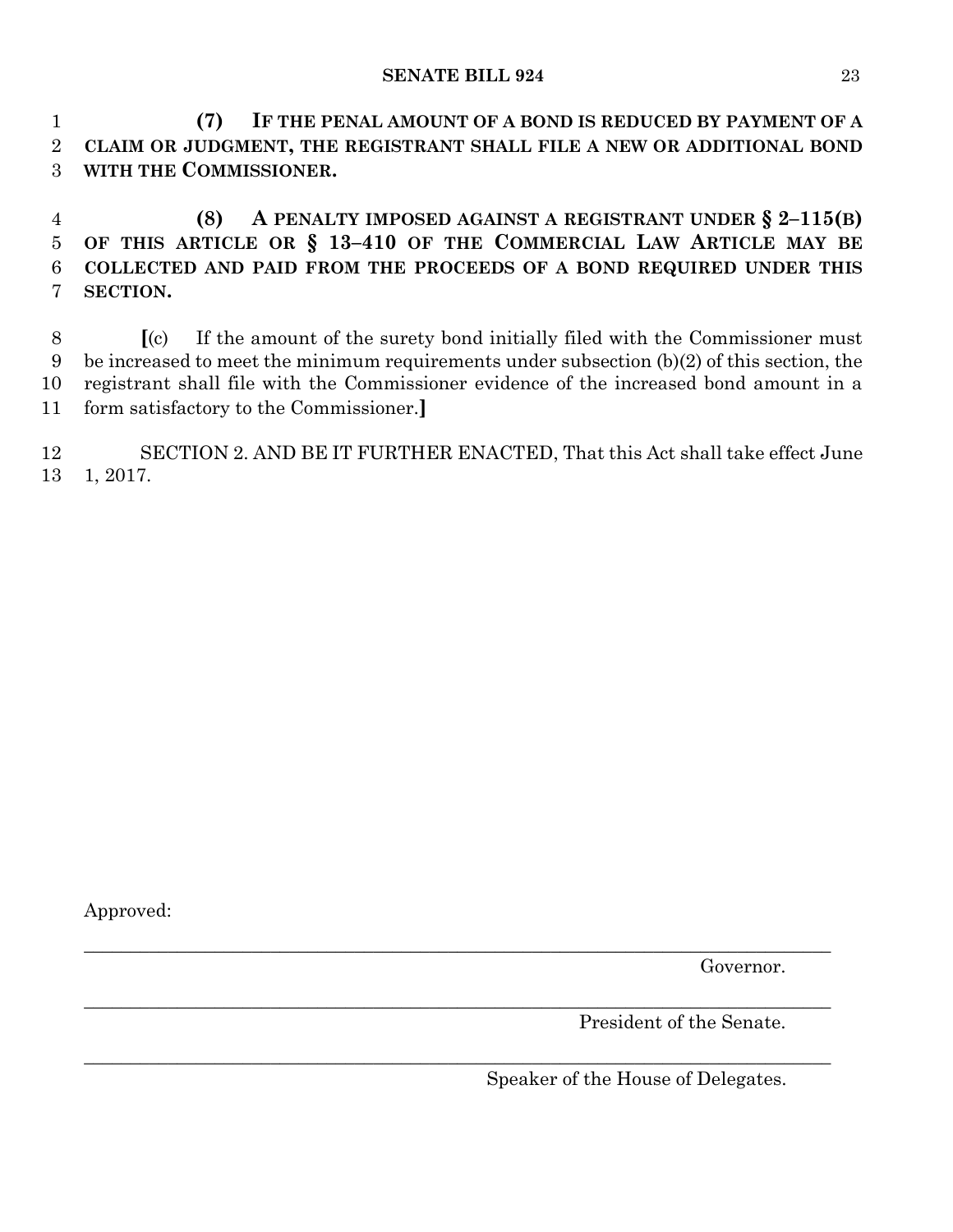**(7) IF THE PENAL AMOUNT OF A BOND IS REDUCED BY PAYMENT OF A CLAIM OR JUDGMENT, THE REGISTRANT SHALL FILE A NEW OR ADDITIONAL BOND WITH THE COMMISSIONER.**

**(8) A PENALTY IMPOSED AGAINST A REGISTRANT UNDER § 2–115(B) OF THIS ARTICLE OR § 13–410 OF THE COMMERCIAL LAW ARTICLE MAY BE COLLECTED AND PAID FROM THE PROCEEDS OF A BOND REQUIRED UNDER THIS SECTION.**

**[**(c) If the amount of the surety bond initially filed with the Commissioner must be increased to meet the minimum requirements under subsection (b)(2) of this section, the registrant shall file with the Commissioner evidence of the increased bond amount in a form satisfactory to the Commissioner.**]**

SECTION 2. AND BE IT FURTHER ENACTED, That this Act shall take effect June 1, 2017.

Approved:

\_\_\_\_\_\_\_\_\_\_\_\_\_\_\_\_\_\_\_\_\_\_\_\_\_\_\_\_\_\_\_\_\_\_\_\_\_\_\_\_

Governor.

\_\_\_\_\_\_\_\_\_\_\_\_\_\_\_\_\_\_\_\_\_\_\_\_\_\_\_\_\_\_\_\_\_\_\_\_\_\_\_\_

President of the Senate.

\_\_\_\_\_\_\_\_\_\_\_\_\_\_\_\_\_\_\_\_\_\_\_\_\_\_\_\_\_\_\_\_\_\_\_\_\_\_\_\_

Speaker of the House of Delegates.